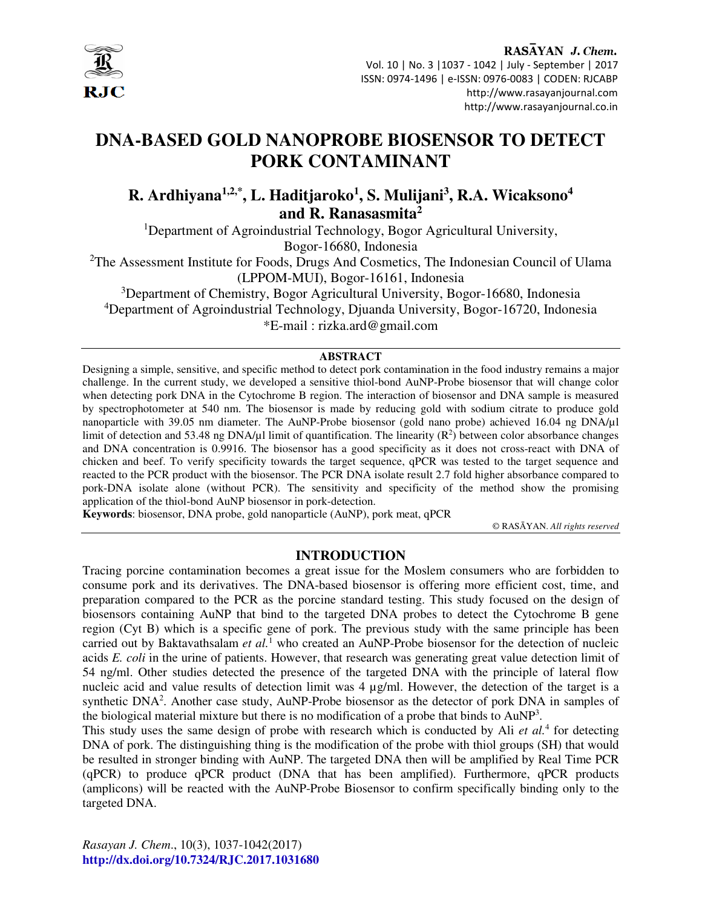# DNA-BASED GOLD NANOPROBE BIOSENSOR TO DETECT PORK CONTAMINANT

## R. Ardhiyana[1,2,*], L. Haditjaroko[1], S. Mulijani[3], R.A. Wicaksono[4] and R. Ranasasmita[2]

[1]Department of Agroindustrial Technology, Bogor Agricultural University, Bogor-16680, Indonesia

[2]The Assessment Institute for Foods, Drugs And Cosmetics, The Indonesian Council of Ulama (LPPOM-MUI), Bogor-16161, Indonesia

[3]Department of Chemistry, Bogor Agricultural University, Bogor-16680, Indonesia

[4]Department of Agroindustrial Technology, Djuanda University, Bogor-16720, Indonesia

*E-mail : rizka.ard@gmail.com

### ABSTRACT

Designing a simple, sensitive, and specific method to detect pork contamination in the food industry remains a major challenge. In the current study, we developed a sensitive thiol-bond AuNP-Probe biosensor that will change color when detecting pork DNA in the Cytochrome B region. The interaction of biosensor and DNA sample is measured by spectrophotometer at 540 nm. The biosensor is made by reducing gold with sodium citrate to produce gold nanoparticle with 39.05 nm diameter. The AuNP-Probe biosensor (gold nano probe) achieved 16.04 ng DNA/µl limit of detection and 53.48 ng DNA/µl limit of quantification. The linearity ($R^2$) between color absorbance changes and DNA concentration is 0.9916. The biosensor has a good specificity as it does not cross-react with DNA of chicken and beef. To verify specificity towards the target sequence, qPCR was tested to the target sequence and reacted to the PCR product with the biosensor. The PCR DNA isolate result 2.7 fold higher absorbance compared to pork-DNA isolate alone (without PCR). The sensitivity and specificity of the method show the promising application of the thiol-bond AuNP biosensor in pork-detection.

**Keywords**: biosensor, DNA probe, gold nanoparticle (AuNP), pork meat, qPCR

© RASĀYAN. *All rights reserved*

## INTRODUCTION

Tracing porcine contamination becomes a great issue for the Moslem consumers who are forbidden to consume pork and its derivatives. The DNA-based biosensor is offering more efficient cost, time, and preparation compared to the PCR as the porcine standard testing. This study focused on the design of biosensors containing AuNP that bind to the targeted DNA probes to detect the Cytochrome B gene region (Cyt B) which is a specific gene of pork. The previous study with the same principle has been carried out by Baktavathsalam *et al.*[1] who created an AuNP-Probe biosensor for the detection of nucleic acids *E. coli* in the urine of patients. However, that research was generating great value detection limit of 54 ng/ml. Other studies detected the presence of the targeted DNA with the principle of lateral flow nucleic acid and value results of detection limit was 4 µg/ml. However, the detection of the target is a synthetic DNA[2]. Another case study, AuNP-Probe biosensor as the detector of pork DNA in samples of the biological material mixture but there is no modification of a probe that binds to AuNP[3].

This study uses the same design of probe with research which is conducted by Ali *et al.*[4] for detecting DNA of pork. The distinguishing thing is the modification of the probe with thiol groups (SH) that would be resulted in stronger binding with AuNP. The targeted DNA then will be amplified by Real Time PCR (qPCR) to produce qPCR product (DNA that has been amplified). Furthermore, qPCR products (amplicons) will be reacted with the AuNP-Probe Biosensor to confirm specifically binding only to the targeted DNA.

*Rasayan J. Chem.*, 10(3), 1037-1042(2017)

http://dx.doi.org/10.7324/RJC.2017.1031680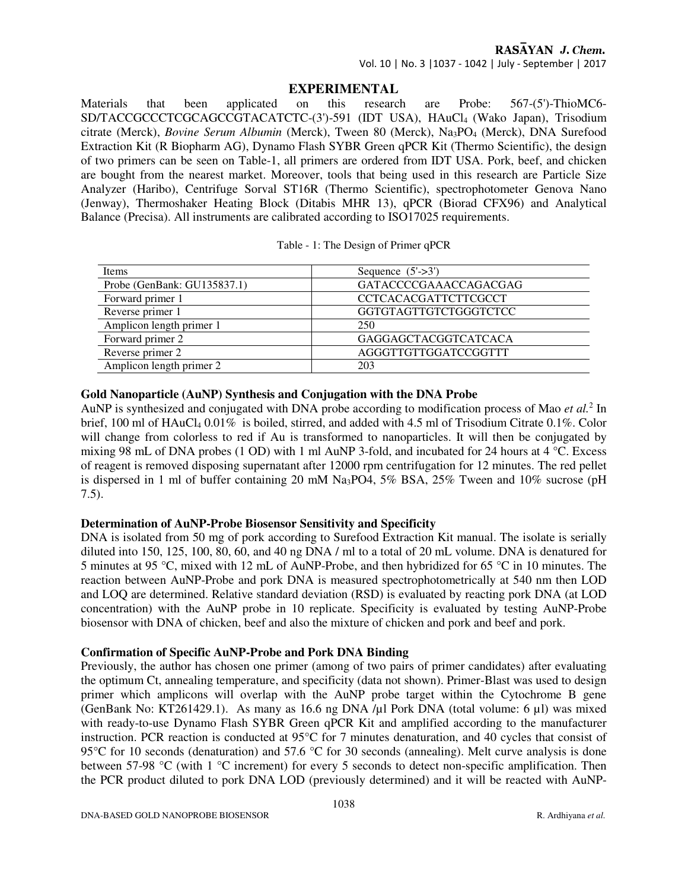## EXPERIMENTAL

Materials that been applied on this research are Probe: 567-(5')-ThioMC6-SD/TACCGCCCTCGCAGCCGTACATCTC-(3')-591 (IDT USA), $HAuCl_4$ (Wako Japan), Trisodium citrate (Merck), *Bovine Serum Albumin* (Merck), Tween 80 (Merck), $Na_3PO_4$ (Merck), DNA Surefood Extraction Kit (R Biopharm AG), Dynamo Flash SYBR Green qPCR Kit (Thermo Scientific), the design of two primers can be seen on Table-1, all primers are ordered from IDT USA. Pork, beef, and chicken are bought from the nearest market. Moreover, tools that being used in this research are Particle Size Analyzer (Haribo), Centrifuge Sorval ST16R (Thermo Scientific), spectrophotometer Genova Nano (Jenway), Thermoshaker Heating Block (Ditabis MHR 13), qPCR (Biorad CFX96) and Analytical Balance (Precisa). All instruments are calibrated according to ISO17025 requirements.

Table - 1: The Design of Primer qPCR

| Items | Sequence (5'->3') |
|---|---|
| Probe (GenBank: GU135837.1) | GATACCCCGAAACCAGACGAG |
| Forward primer 1 | CCTCACACGATTCTTCGCCT |
| Reverse primer 1 | GGTGTAGTTGTCTGGGTCTCC |
| Amplicon length primer 1 | 250 |
| Forward primer 2 | GAGGAGCTACGGTCATCACA |
| Reverse primer 2 | AGGGTTGTTGGATCCGGTTT |
| Amplicon length primer 2 | 203 |

### Gold Nanoparticle (AuNP) Synthesis and Conjugation with the DNA Probe

AuNP is synthesized and conjugated with DNA probe according to modification process of Mao *et al.*[2] In brief, 100 ml of $HAuCl_4$ 0.01% is boiled, stirred, and added with 4.5 ml of Trisodium Citrate 0.1%. Color will change from colorless to red if Au is transformed to nanoparticles. It will then be conjugated by mixing 98 mL of DNA probes (1 OD) with 1 ml AuNP 3-fold, and incubated for 24 hours at 4 °C. Excess of reagent is removed disposing supernatant after 12000 rpm centrifugation for 12 minutes. The red pellet is dispersed in 1 ml of buffer containing 20 mM $Na_3PO4$, 5% BSA, 25% Tween and 10% sucrose (pH 7.5).

### Determination of AuNP-Probe Biosensor Sensitivity and Specificity

DNA is isolated from 50 mg of pork according to Surefood Extraction Kit manual. The isolate is serially diluted into 150, 125, 100, 80, 60, and 40 ng DNA / ml to a total of 20 mL volume. DNA is denatured for 5 minutes at 95 °C, mixed with 12 mL of AuNP-Probe, and then hybridized for 65 °C in 10 minutes. The reaction between AuNP-Probe and pork DNA is measured spectrophotometrically at 540 nm then LOD and LOQ are determined. Relative standard deviation (RSD) is evaluated by reacting pork DNA (at LOD concentration) with the AuNP probe in 10 replicate. Specificity is evaluated by testing AuNP-Probe biosensor with DNA of chicken, beef and also the mixture of chicken and pork and beef and pork.

### Confirmation of Specific AuNP-Probe and Pork DNA Binding

Previously, the author has chosen one primer (among of two pairs of primer candidates) after evaluating the optimum Ct, annealing temperature, and specificity (data not shown). Primer-Blast was used to design primer which amplicons will overlap with the AuNP probe target within the Cytochrome B gene (GenBank No: KT261429.1). As many as 16.6 ng DNA /µl Pork DNA (total volume: 6 µl) was mixed with ready-to-use Dynamo Flash SYBR Green qPCR Kit and amplified according to the manufacturer instruction. PCR reaction is conducted at 95°C for 7 minutes denaturation, and 40 cycles that consist of 95°C for 10 seconds (denaturation) and 57.6 °C for 30 seconds (annealing). Melt curve analysis is done between 57-98 °C (with 1 °C increment) for every 5 seconds to detect non-specific amplification. Then the PCR product diluted to pork DNA LOD (previously determined) and it will be reacted with AuNP-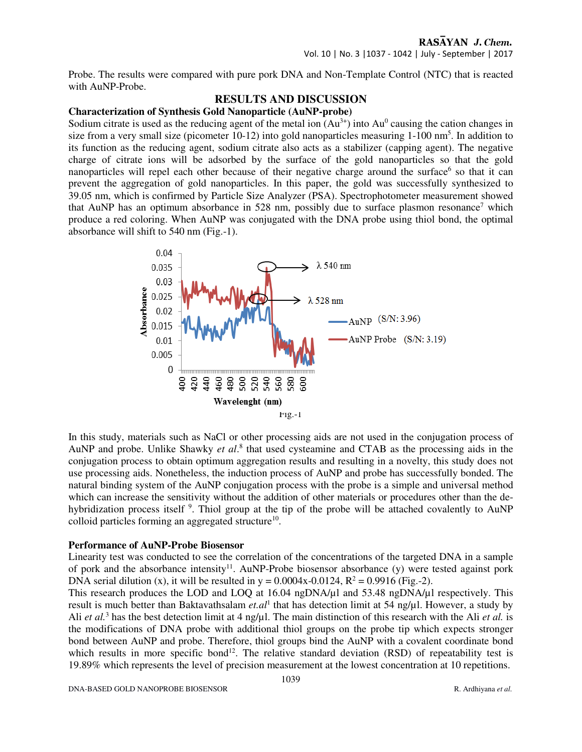Probe. The results were compared with pure pork DNA and Non-Template Control (NTC) that is reacted with AuNP-Probe.

## RESULTS AND DISCUSSION

### Characterization of Synthesis Gold Nanoparticle (AuNP-probe)

Sodium citrate is used as the reducing agent of the metal ion ($Au^{3+}$) into $Au^0$ causing the cation changes in size from a very small size (picometer 10-12) into gold nanoparticles measuring 1-100 nm[5]. In addition to its function as the reducing agent, sodium citrate also acts as a stabilizer (capping agent). The negative charge of citrate ions will be adsorbed by the surface of the gold nanoparticles so that the gold nanoparticles will repel each other because of their negative charge around the surface[6] so that it can prevent the aggregation of gold nanoparticles. In this paper, the gold was successfully synthesized to 39.05 nm, which is confirmed by Particle Size Analyzer (PSA). Spectrophotometer measurement showed that AuNP has an optimum absorbance in 528 nm, possibly due to surface plasmon resonance[7] which produce a red coloring. When AuNP was conjugated with the DNA probe using thiol bond, the optimal absorbance will shift to 540 nm (Fig.-1).

Fig.-1

In this study, materials such as NaCl or other processing aids are not used in the conjugation process of AuNP and probe. Unlike Shawky *et al*.[8] that used cysteamine and CTAB as the processing aids in the conjugation process to obtain optimum aggregation results and resulting in a novelty, this study does not use processing aids. Nonetheless, the induction process of AuNP and probe has successfully bonded. The natural binding system of the AuNP conjugation process with the probe is a simple and universal method which can increase the sensitivity without the addition of other materials or procedures other than the de-hybridization process itself [9]. Thiol group at the tip of the probe will be attached covalently to AuNP colloid particles forming an aggregated structure[10].

### Performance of AuNP-Probe Biosensor

Linearity test was conducted to see the correlation of the concentrations of the targeted DNA in a sample of pork and the absorbance intensity[11]. AuNP-Probe biosensor absorbance (y) were tested against pork DNA serial dilution (x), it will be resulted in $y = 0.0004x - 0.0124$, $R^2 = 0.9916$ (Fig.-2).

This research produces the LOD and LOQ at 16.04 ngDNA/µl and 53.48 ngDNA/µl respectively. This result is much better than Baktavathsalam *et.al*[1] that has detection limit at 54 ng/µl. However, a study by Ali *et al.*[3] has the best detection limit at 4 ng/µl. The main distinction of this research with the Ali *et al.* is the modifications of DNA probe with additional thiol groups on the probe tip which expects stronger bond between AuNP and probe. Therefore, thiol groups bind the AuNP with a covalent coordinate bond which results in more specific bond[12]. The relative standard deviation (RSD) of repeatability test is 19.89% which represents the level of precision measurement at the lowest concentration at 10 repetitions.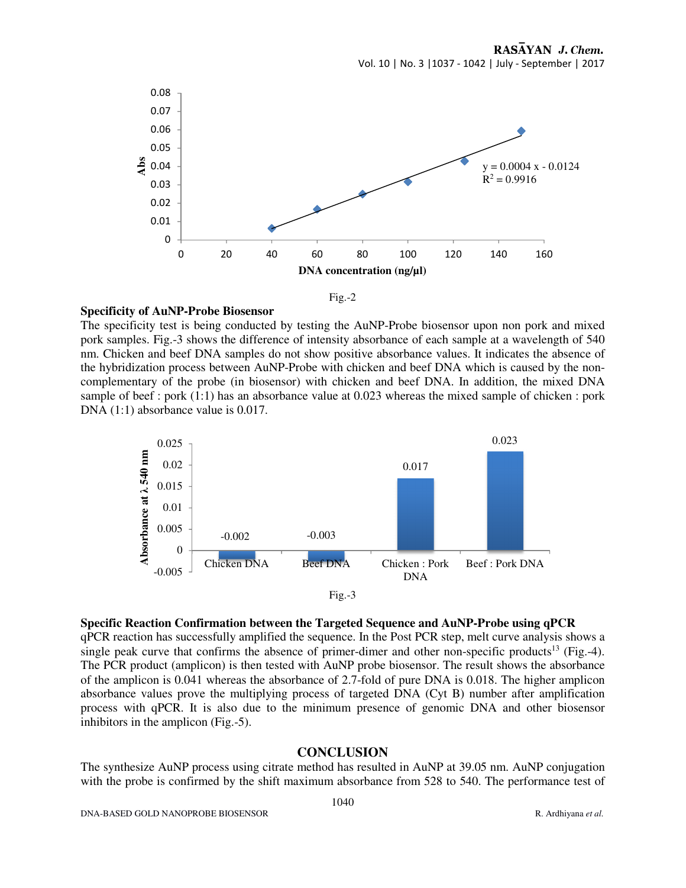Fig.-2

**Specificity of AuNP-Probe Biosensor**

The specificity test is being conducted by testing the AuNP-Probe biosensor upon non pork and mixed pork samples. Fig.-3 shows the difference of intensity absorbance of each sample at a wavelength of 540 nm. Chicken and beef DNA samples do not show positive absorbance values. It indicates the absence of the hybridization process between AuNP-Probe with chicken and beef DNA which is caused by the non-complementary of the probe (in biosensor) with chicken and beef DNA. In addition, the mixed DNA sample of beef : pork (1:1) has an absorbance value at 0.023 whereas the mixed sample of chicken : pork DNA (1:1) absorbance value is 0.017.

Fig.-3

**Specific Reaction Confirmation between the Targeted Sequence and AuNP-Probe using qPCR**

qPCR reaction has successfully amplified the sequence. In the Post PCR step, melt curve analysis shows a single peak curve that confirms the absence of primer-dimer and other non-specific products[13] (Fig.-4). The PCR product (amplicon) is then tested with AuNP probe biosensor. The result shows the absorbance of the amplicon is 0.041 whereas the absorbance of 2.7-fold of pure DNA is 0.018. The higher amplicon absorbance values prove the multiplying process of targeted DNA (Cyt B) number after amplification process with qPCR. It is also due to the minimum presence of genomic DNA and other biosensor inhibitors in the amplicon (Fig.-5).

## CONCLUSION

The synthesize AuNP process using citrate method has resulted in AuNP at 39.05 nm. AuNP conjugation with the probe is confirmed by the shift maximum absorbance from 528 to 540. The performance test of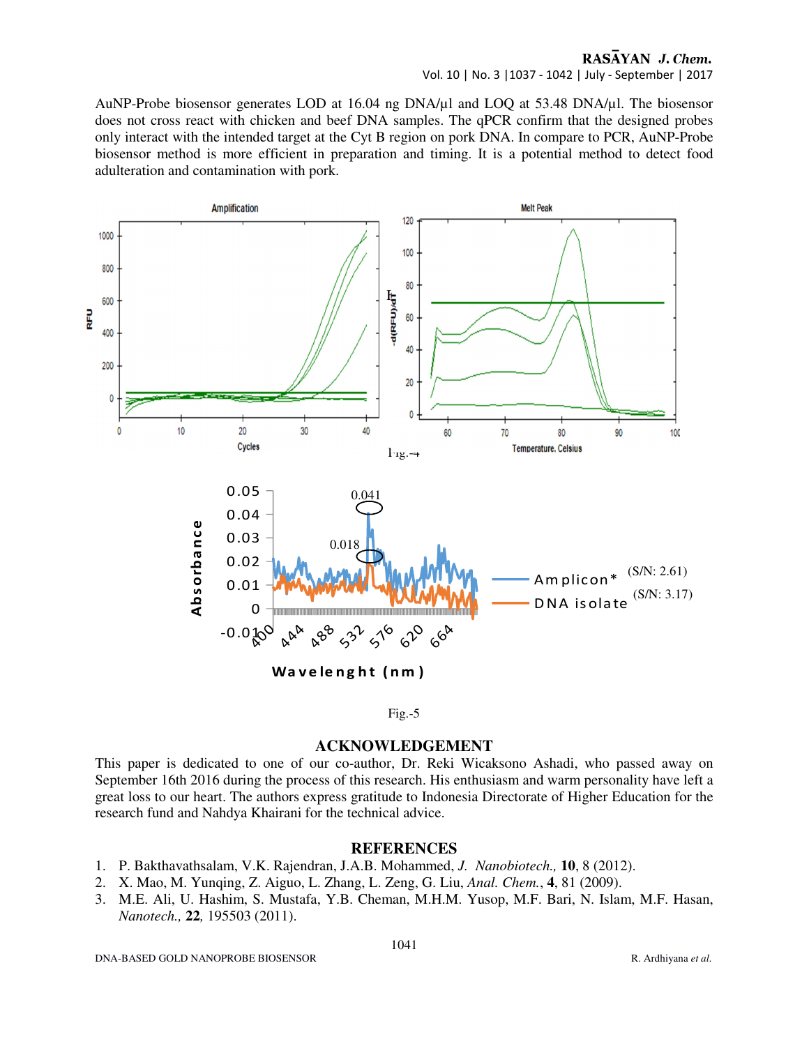AuNP-Probe biosensor generates LOD at 16.04 ng DNA/µl and LOQ at 53.48 DNA/µl. The biosensor does not cross react with chicken and beef DNA samples. The qPCR confirm that the designed probes only interact with the intended target at the Cyt B region on pork DNA. In compare to PCR, AuNP-Probe biosensor method is more efficient in preparation and timing. It is a potential method to detect food adulteration and contamination with pork.

Fig.-4

Fig.-5

## ACKNOWLEDGEMENT

This paper is dedicated to one of our co-author, Dr. Reki Wicaksono Ashadi, who passed away on September 16th 2016 during the process of this research. His enthusiasm and warm personality have left a great loss to our heart. The authors express gratitude to Indonesia Directorate of Higher Education for the research fund and Nahdya Khairani for the technical advice.

## REFERENCES

1. P. Bakthavathsalam, V.K. Rajendran, J.A.B. Mohammed, *J. Nanobiotech.,* **10**, 8 (2012).
2. X. Mao, M. Yunqing, Z. Aiguo, L. Zhang, L. Zeng, G. Liu, *Anal. Chem.*, **4**, 81 (2009).
3. M.E. Ali, U. Hashim, S. Mustafa, Y.B. Cheman, M.H.M. Yusop, M.F. Bari, N. Islam, M.F. Hasan, *Nanotech.,* **22***,* 195503 (2011).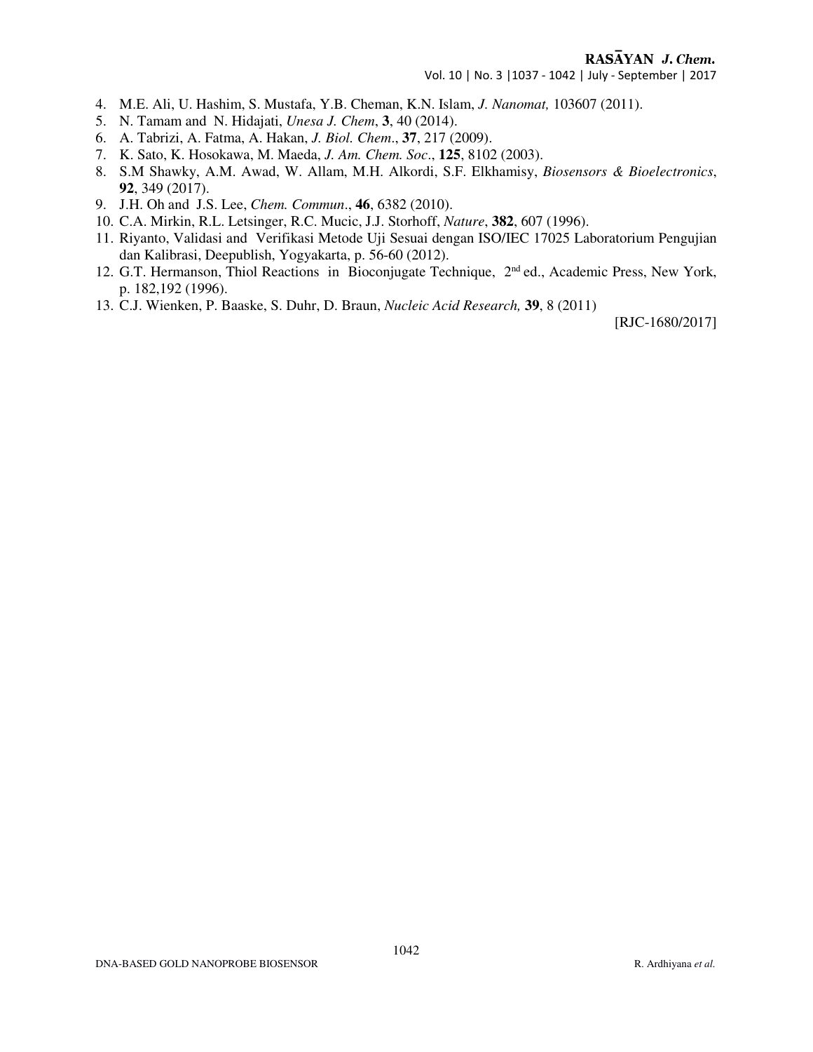4. M.E. Ali, U. Hashim, S. Mustafa, Y.B. Cheman, K.N. Islam, *J. Nanomat,* 103607 (2011).
5. N. Tamam and N. Hidajati, *Unesa J. Chem*, **3**, 40 (2014).
6. A. Tabrizi, A. Fatma, A. Hakan, *J. Biol. Chem*., **37**, 217 (2009).
7. K. Sato, K. Hosokawa, M. Maeda, *J. Am. Chem. Soc*., **125**, 8102 (2003).
8. S.M Shawky, A.M. Awad, W. Allam, M.H. Alkordi, S.F. Elkhamisy, *Biosensors & Bioelectronics*, **92**, 349 (2017).
9. J.H. Oh and J.S. Lee, *Chem. Commun*., **46**, 6382 (2010).
10. C.A. Mirkin, R.L. Letsinger, R.C. Mucic, J.J. Storhoff, *Nature*, **382**, 607 (1996).
11. Riyanto, Validasi and Verifikasi Metode Uji Sesuai dengan ISO/IEC 17025 Laboratorium Pengujian dan Kalibrasi, Deepublish, Yogyakarta, p. 56-60 (2012).
12. G.T. Hermanson, Thiol Reactions in Bioconjugate Technique, 2nd ed., Academic Press, New York, p. 182,192 (1996).
13. C.J. Wienken, P. Baaske, S. Duhr, D. Braun, *Nucleic Acid Research,* **39**, 8 (2011)

[RJC-1680/2017]